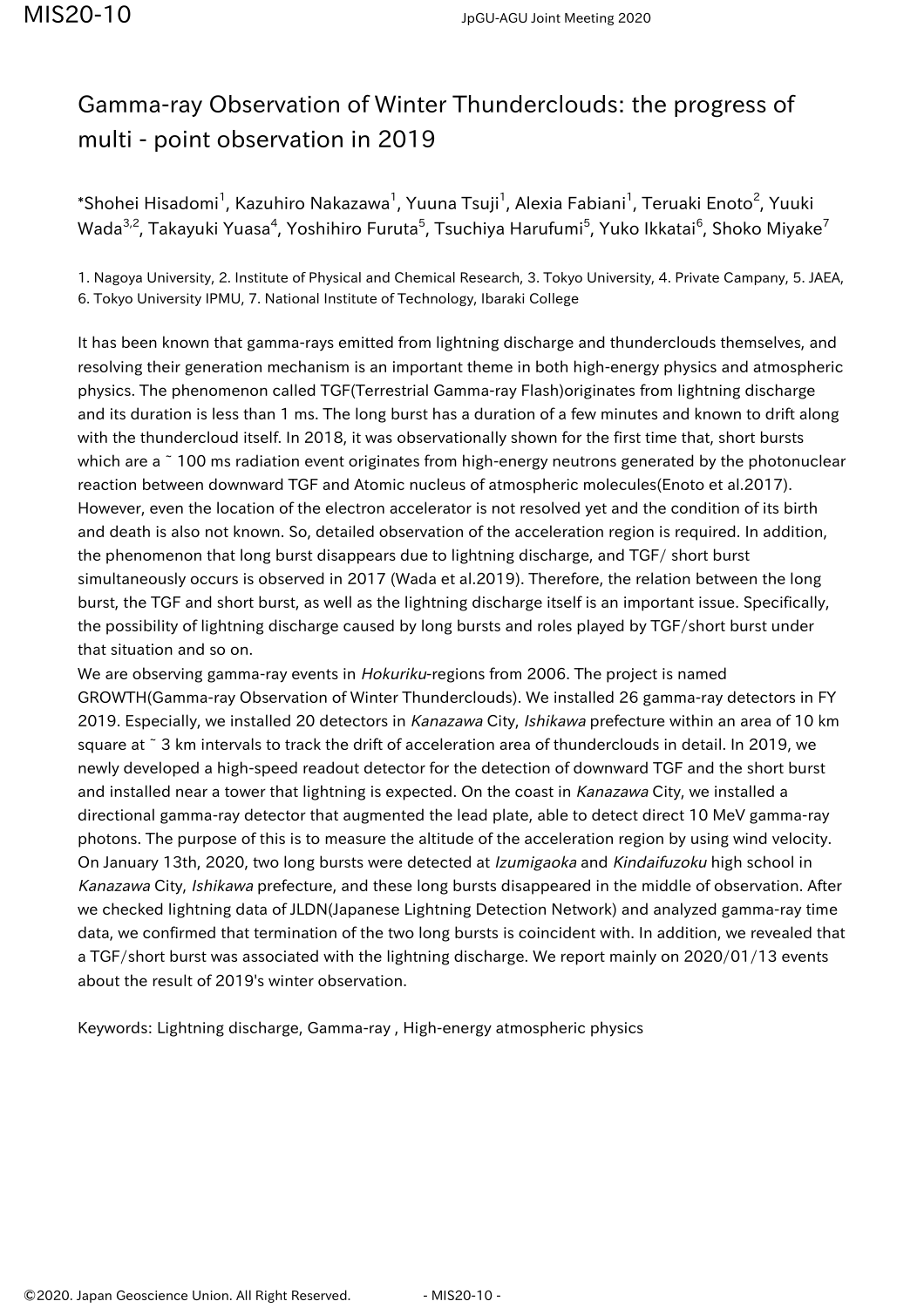# Gamma-ray Observation of Winter Thunderclouds: the progress of multi - point observation in 2019

*Shohei Hisadomi[1], Kazuhiro Nakazawa[1], Yuuna Tsuji[1], Alexia Fabiani[1], Teruaki Enoto[2], Yuuki Wada[3,2], Takayuki Yuasa[4], Yoshihiro Furuta[5], Tsuchiya Harufumi[5], Yuko Ikkatai[6], Shoko Miyake[7]

1. Nagoya University, 2. Institute of Physical and Chemical Research, 3. Tokyo University, 4. Private Campany, 5. JAEA, 6. Tokyo University IPMU, 7. National Institute of Technology, Ibaraki College

It has been known that gamma-rays emitted from lightning discharge and thunderclouds themselves, and resolving their generation mechanism is an important theme in both high-energy physics and atmospheric physics. The phenomenon called TGF(Terrestrial Gamma-ray Flash)originates from lightning discharge and its duration is less than 1 ms. The long burst has a duration of a few minutes and known to drift along with the thundercloud itself. In 2018, it was observationally shown for the first time that, short bursts which are a ~ 100 ms radiation event originates from high-energy neutrons generated by the photonuclear reaction between downward TGF and Atomic nucleus of atmospheric molecules(Enoto et al.2017). However, even the location of the electron accelerator is not resolved yet and the condition of its birth and death is also not known. So, detailed observation of the acceleration region is required. In addition, the phenomenon that long burst disappears due to lightning discharge, and TGF/ short burst simultaneously occurs is observed in 2017 (Wada et al.2019). Therefore, the relation between the long burst, the TGF and short burst, as well as the lightning discharge itself is an important issue. Specifically, the possibility of lightning discharge caused by long bursts and roles played by TGF/short burst under that situation and so on.

We are observing gamma-ray events in *Hokuriku*-regions from 2006. The project is named GROWTH(Gamma-ray Observation of Winter Thunderclouds). We installed 26 gamma-ray detectors in FY 2019. Especially, we installed 20 detectors in *Kanazawa* City, *Ishikawa* prefecture within an area of 10 km square at ~ 3 km intervals to track the drift of acceleration area of thunderclouds in detail. In 2019, we newly developed a high-speed readout detector for the detection of downward TGF and the short burst and installed near a tower that lightning is expected. On the coast in *Kanazawa* City, we installed a directional gamma-ray detector that augmented the lead plate, able to detect direct 10 MeV gamma-ray photons. The purpose of this is to measure the altitude of the acceleration region by using wind velocity. On January 13th, 2020, two long bursts were detected at *Izumigaoka* and *Kindaifuzoku* high school in *Kanazawa* City, *Ishikawa* prefecture, and these long bursts disappeared in the middle of observation. After we checked lightning data of JLDN(Japanese Lightning Detection Network) and analyzed gamma-ray time data, we confirmed that termination of the two long bursts is coincident with. In addition, we revealed that a TGF/short burst was associated with the lightning discharge. We report mainly on 2020/01/13 events about the result of 2019's winter observation.

Keywords: Lightning discharge, Gamma-ray , High-energy atmospheric physics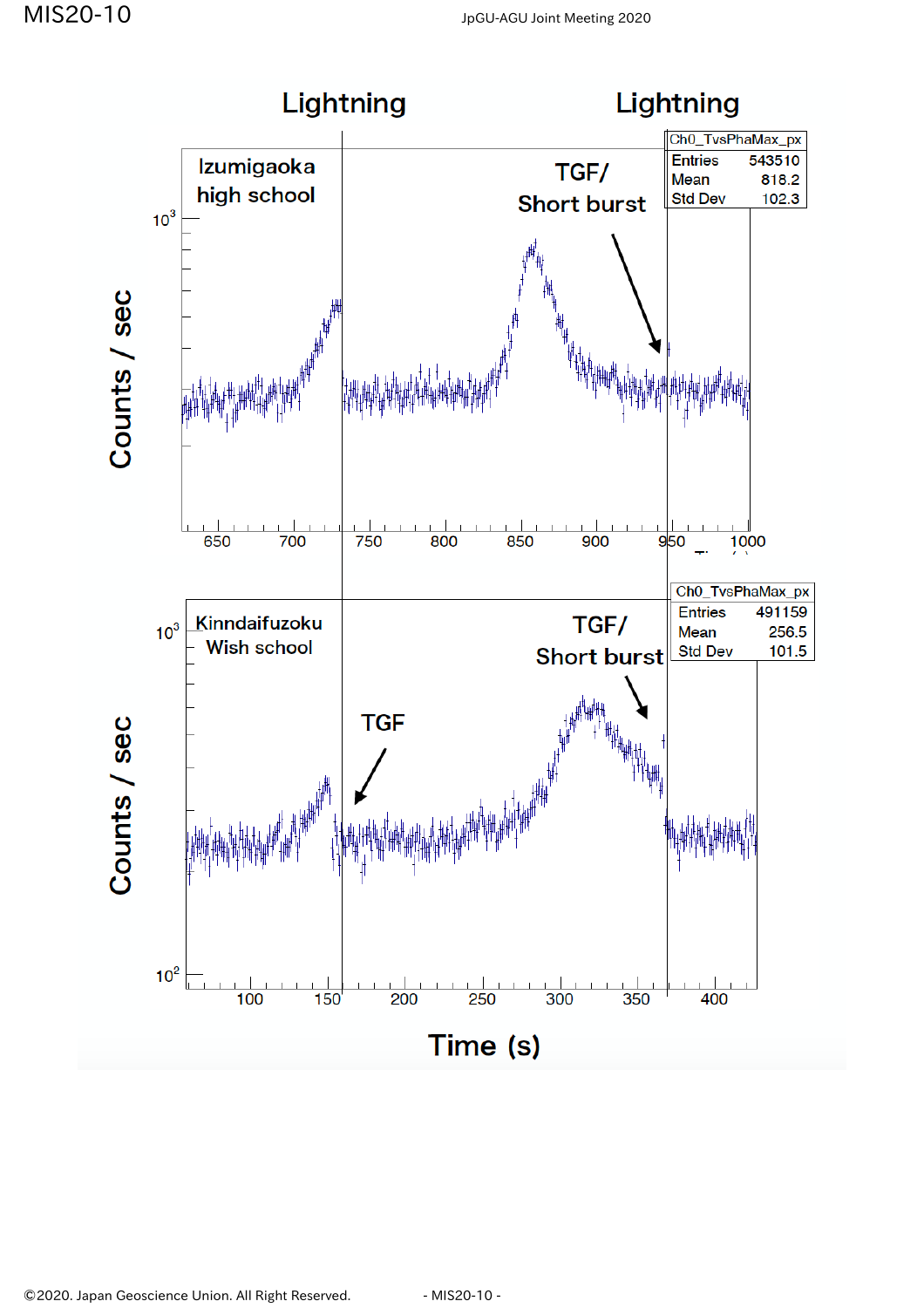Lightning

Lightning

Izumigaoka high school

TGF/ Short burst

Ch0_TvsPhaMax_px

Entries 543510

Mean 818.2

Std Dev 102.3

$10^3$

650 700 750 800 850 900 950 1000

Kinndaifuzoku Wish school

TGF

TGF/ Short burst

Ch0_TvsPhaMax_px

Entries 491159

Mean 256.5

Std Dev 101.5

$10^3$

$10^2$

100 150 200 250 300 350 400

Counts / sec

Time (s)